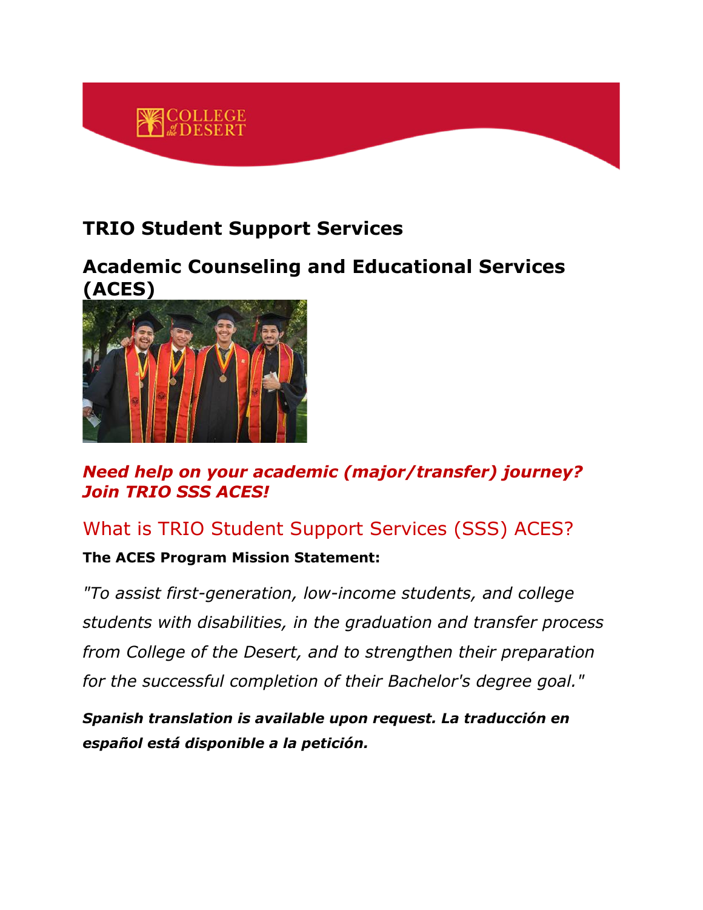# TRIO Student Support Services

# Academic Counseling and Educational Services (ACES)

***Need help on your academic (major/transfer) journey? Join TRIO SSS ACES!***

## What is TRIO Student Support Services (SSS) ACES?

**The ACES Program Mission Statement:**

*"To assist first-generation, low-income students, and college students with disabilities, in the graduation and transfer process from College of the Desert, and to strengthen their preparation for the successful completion of their Bachelor's degree goal."*

***Spanish translation is available upon request. La traducción en español está disponible a la petición.***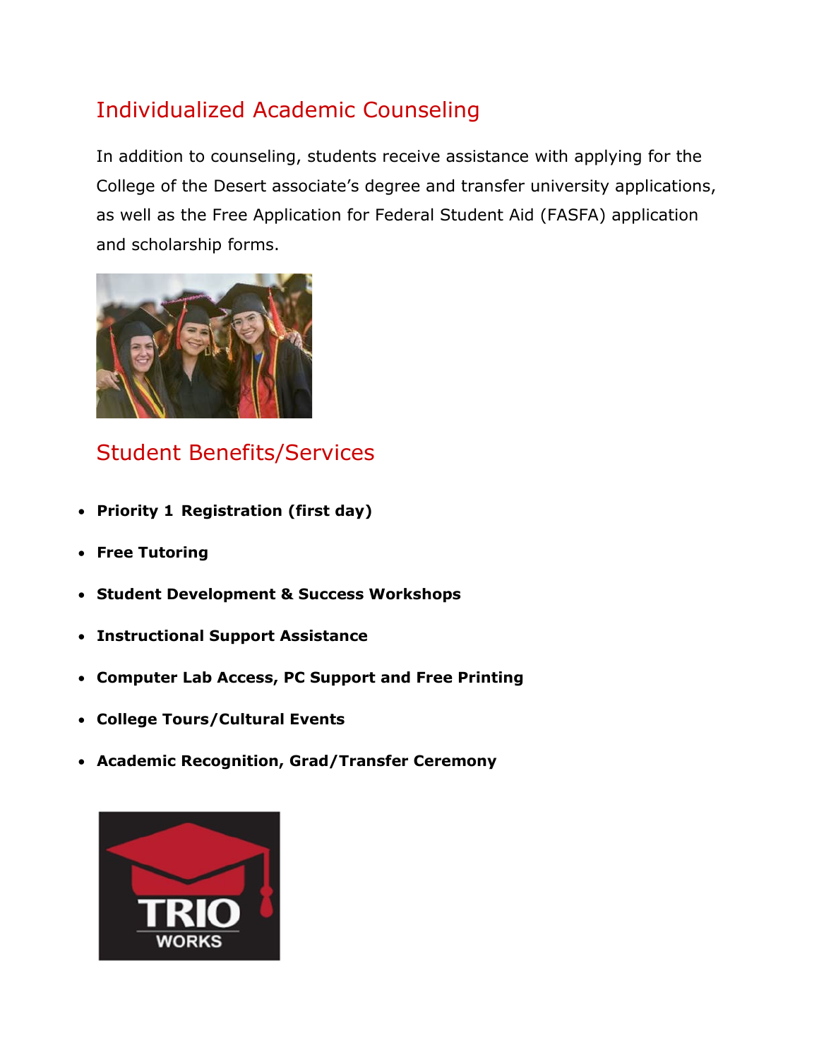## Individualized Academic Counseling

In addition to counseling, students receive assistance with applying for the College of the Desert associate's degree and transfer university applications, as well as the Free Application for Federal Student Aid (FASFA) application and scholarship forms.

## Student Benefits/Services

- **Priority 1 Registration (first day)**
- **Free Tutoring**
- **Student Development & Success Workshops**
- **Instructional Support Assistance**
- **Computer Lab Access, PC Support and Free Printing**
- **College Tours/Cultural Events**
- **Academic Recognition, Grad/Transfer Ceremony**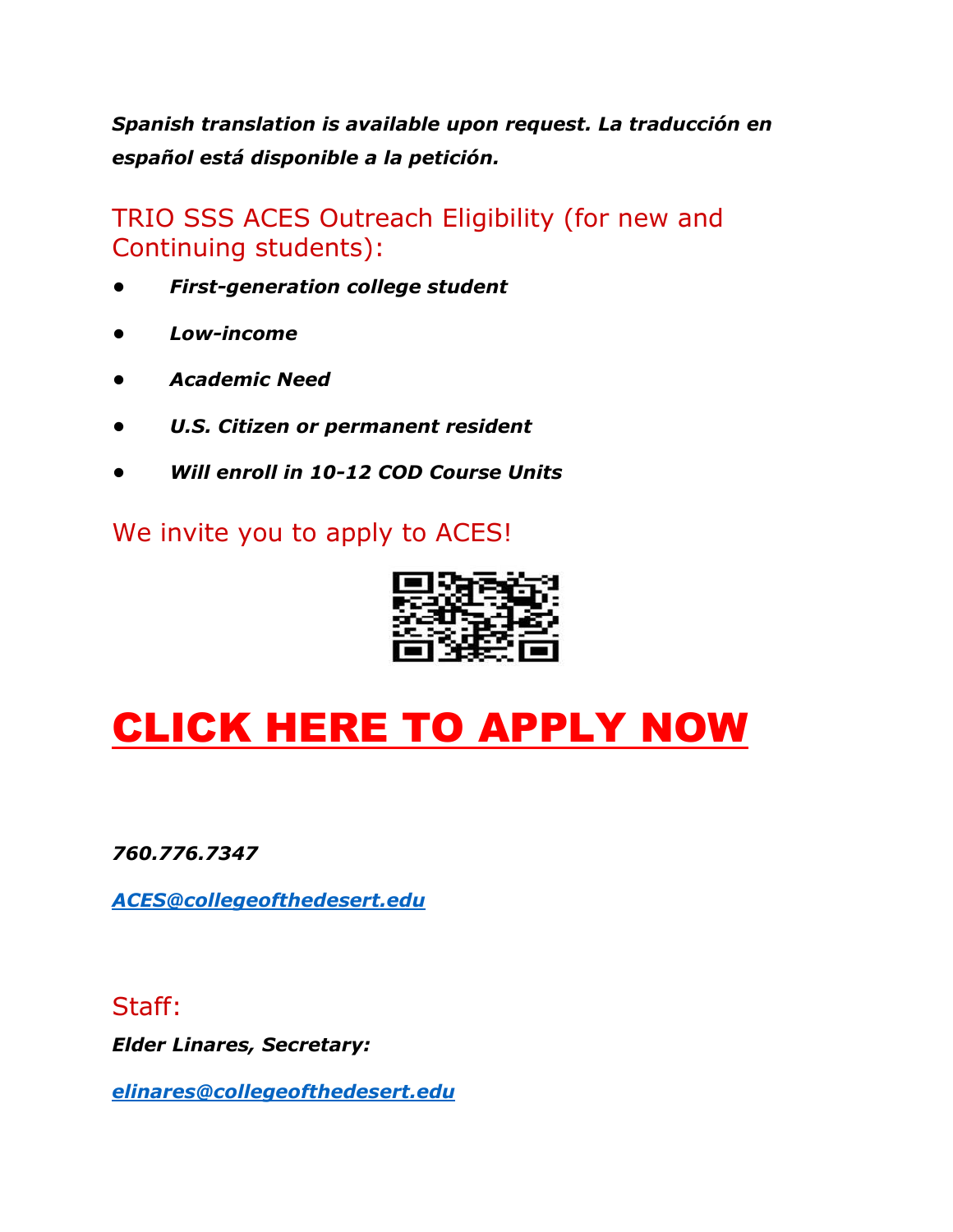***Spanish translation is available upon request. La traducción en español está disponible a la petición.***

## TRIO SSS ACES Outreach Eligibility (for new and Continuing students):

- ***First-generation college student***
- ***Low-income***
- ***Academic Need***
- ***U.S. Citizen or permanent resident***
- ***Will enroll in 10-12 COD Course Units***

## We invite you to apply to ACES!

# CLICK HERE TO APPLY NOW

***760.776.7347***

***ACES@collegeofthedesert.edu***

## Staff:

***Elder Linares, Secretary:***

***elinares@collegeofthedesert.edu***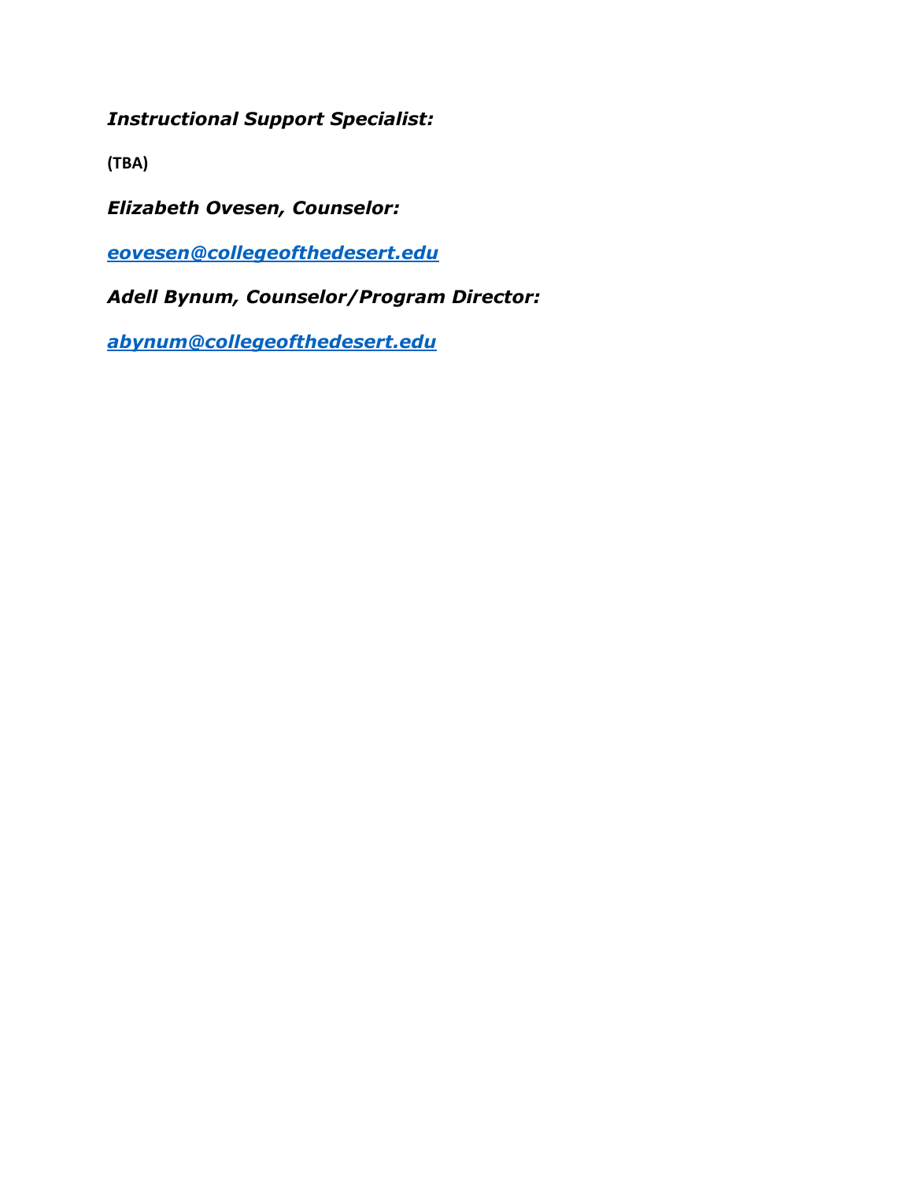***Instructional Support Specialist:***

**(TBA)**

***Elizabeth Ovesen, Counselor:***

***eovesen@collegeofthedesert.edu***

***Adell Bynum, Counselor/Program Director:***

***abynum@collegeofthedesert.edu***